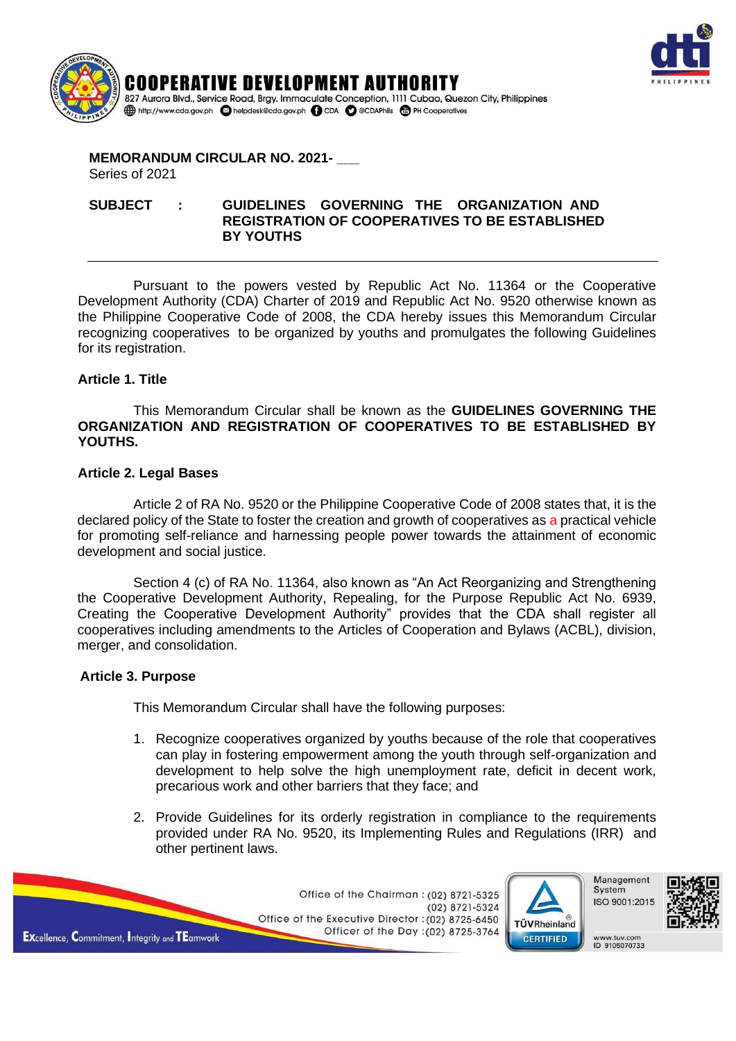**COOPERATIVE DEVELOPMENT AUTHORITY**
827 Aurora Blvd., Service Road, Brgy. Immaculate Conception, 1111 Cubao, Quezon City, Philippines
http://www.cda.gov.ph helpdesk@cda.gov.ph CDA @CDAPhils PH Cooperatives

**MEMORANDUM CIRCULAR NO. 2021- ___**
Series of 2021

**SUBJECT : GUIDELINES GOVERNING THE ORGANIZATION AND REGISTRATION OF COOPERATIVES TO BE ESTABLISHED BY YOUTHS**

---

Pursuant to the powers vested by Republic Act No. 11364 or the Cooperative Development Authority (CDA) Charter of 2019 and Republic Act No. 9520 otherwise known as the Philippine Cooperative Code of 2008, the CDA hereby issues this Memorandum Circular recognizing cooperatives to be organized by youths and promulgates the following Guidelines for its registration.

**Article 1. Title**

This Memorandum Circular shall be known as the **GUIDELINES GOVERNING THE ORGANIZATION AND REGISTRATION OF COOPERATIVES TO BE ESTABLISHED BY YOUTHS.**

**Article 2. Legal Bases**

Article 2 of RA No. 9520 or the Philippine Cooperative Code of 2008 states that, it is the declared policy of the State to foster the creation and growth of cooperatives as a practical vehicle for promoting self-reliance and harnessing people power towards the attainment of economic development and social justice.

Section 4 (c) of RA No. 11364, also known as "An Act Reorganizing and Strengthening the Cooperative Development Authority, Repealing, for the Purpose Republic Act No. 6939, Creating the Cooperative Development Authority" provides that the CDA shall register all cooperatives including amendments to the Articles of Cooperation and Bylaws (ACBL), division, merger, and consolidation.

**Article 3. Purpose**

This Memorandum Circular shall have the following purposes:

1. Recognize cooperatives organized by youths because of the role that cooperatives can play in fostering empowerment among the youth through self-organization and development to help solve the high unemployment rate, deficit in decent work, precarious work and other barriers that they face; and

2. Provide Guidelines for its orderly registration in compliance to the requirements provided under RA No. 9520, its Implementing Rules and Regulations (IRR) and other pertinent laws.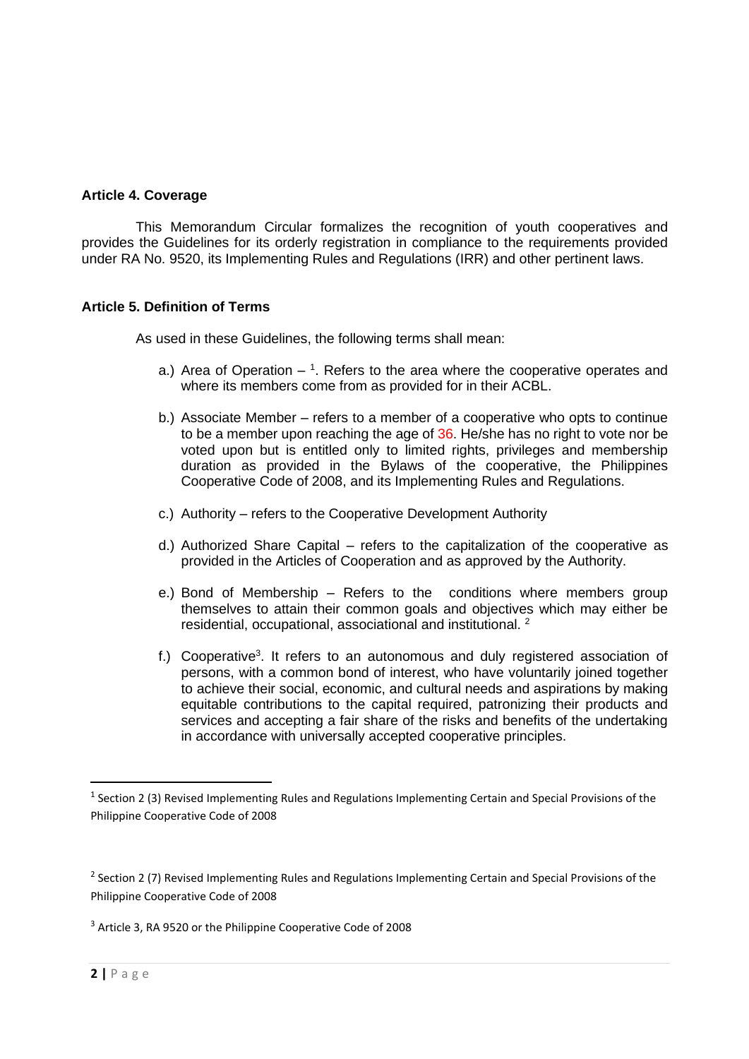### Article 4. Coverage

This Memorandum Circular formalizes the recognition of youth cooperatives and provides the Guidelines for its orderly registration in compliance to the requirements provided under RA No. 9520, its Implementing Rules and Regulations (IRR) and other pertinent laws.

### Article 5. Definition of Terms

As used in these Guidelines, the following terms shall mean:

a.) Area of Operation – [1]. Refers to the area where the cooperative operates and where its members come from as provided for in their ACBL.

b.) Associate Member – refers to a member of a cooperative who opts to continue to be a member upon reaching the age of 36. He/she has no right to vote nor be voted upon but is entitled only to limited rights, privileges and membership duration as provided in the Bylaws of the cooperative, the Philippines Cooperative Code of 2008, and its Implementing Rules and Regulations.

c.) Authority – refers to the Cooperative Development Authority

d.) Authorized Share Capital – refers to the capitalization of the cooperative as provided in the Articles of Cooperation and as approved by the Authority.

e.) Bond of Membership – Refers to the conditions where members group themselves to attain their common goals and objectives which may either be residential, occupational, associational and institutional. [2]

f.) Cooperative[3]. It refers to an autonomous and duly registered association of persons, with a common bond of interest, who have voluntarily joined together to achieve their social, economic, and cultural needs and aspirations by making equitable contributions to the capital required, patronizing their products and services and accepting a fair share of the risks and benefits of the undertaking in accordance with universally accepted cooperative principles.

---

[1] Section 2 (3) Revised Implementing Rules and Regulations Implementing Certain and Special Provisions of the Philippine Cooperative Code of 2008

[2] Section 2 (7) Revised Implementing Rules and Regulations Implementing Certain and Special Provisions of the Philippine Cooperative Code of 2008

[3] Article 3, RA 9520 or the Philippine Cooperative Code of 2008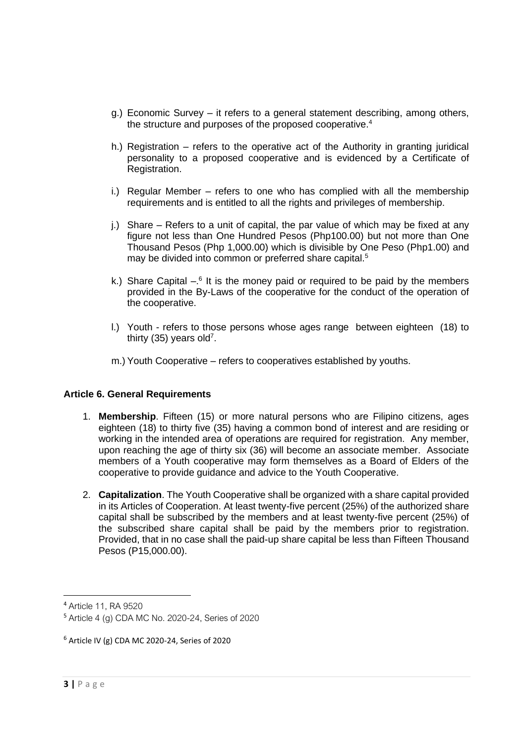g.) Economic Survey – it refers to a general statement describing, among others, the structure and purposes of the proposed cooperative.[4]

h.) Registration – refers to the operative act of the Authority in granting juridical personality to a proposed cooperative and is evidenced by a Certificate of Registration.

i.) Regular Member – refers to one who has complied with all the membership requirements and is entitled to all the rights and privileges of membership.

j.) Share – Refers to a unit of capital, the par value of which may be fixed at any figure not less than One Hundred Pesos (Php100.00) but not more than One Thousand Pesos (Php 1,000.00) which is divisible by One Peso (Php1.00) and may be divided into common or preferred share capital.[5]

k.) Share Capital –.[6] It is the money paid or required to be paid by the members provided in the By-Laws of the cooperative for the conduct of the operation of the cooperative.

l.) Youth - refers to those persons whose ages range between eighteen (18) to thirty (35) years old[7].

m.) Youth Cooperative – refers to cooperatives established by youths.

**Article 6. General Requirements**

1. **Membership**. Fifteen (15) or more natural persons who are Filipino citizens, ages eighteen (18) to thirty five (35) having a common bond of interest and are residing or working in the intended area of operations are required for registration. Any member, upon reaching the age of thirty six (36) will become an associate member. Associate members of a Youth cooperative may form themselves as a Board of Elders of the cooperative to provide guidance and advice to the Youth Cooperative.

2. **Capitalization**. The Youth Cooperative shall be organized with a share capital provided in its Articles of Cooperation. At least twenty-five percent (25%) of the authorized share capital shall be subscribed by the members and at least twenty-five percent (25%) of the subscribed share capital shall be paid by the members prior to registration. Provided, that in no case shall the paid-up share capital be less than Fifteen Thousand Pesos (P15,000.00).

---

[4] Article 11, RA 9520

[5] Article 4 (g) CDA MC No. 2020-24, Series of 2020

[6] Article IV (g) CDA MC 2020-24, Series of 2020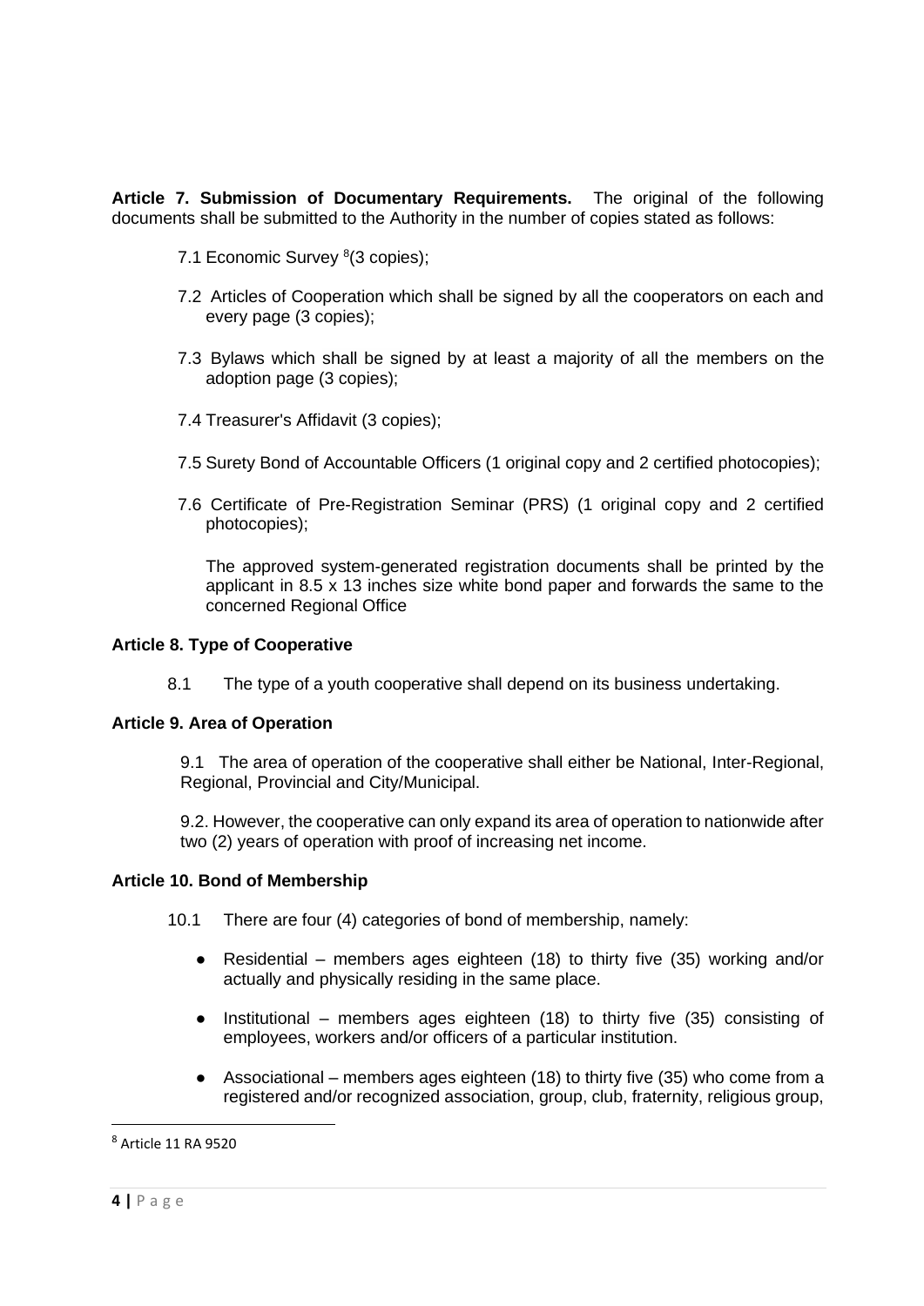**Article 7. Submission of Documentary Requirements.** The original of the following documents shall be submitted to the Authority in the number of copies stated as follows:

7.1 Economic Survey [8](3 copies);

7.2 Articles of Cooperation which shall be signed by all the cooperators on each and every page (3 copies);

7.3 Bylaws which shall be signed by at least a majority of all the members on the adoption page (3 copies);

7.4 Treasurer's Affidavit (3 copies);

7.5 Surety Bond of Accountable Officers (1 original copy and 2 certified photocopies);

7.6 Certificate of Pre-Registration Seminar (PRS) (1 original copy and 2 certified photocopies);

The approved system-generated registration documents shall be printed by the applicant in 8.5 x 13 inches size white bond paper and forwards the same to the concerned Regional Office

**Article 8. Type of Cooperative**

8.1 The type of a youth cooperative shall depend on its business undertaking.

**Article 9. Area of Operation**

9.1 The area of operation of the cooperative shall either be National, Inter-Regional, Regional, Provincial and City/Municipal.

9.2. However, the cooperative can only expand its area of operation to nationwide after two (2) years of operation with proof of increasing net income.

**Article 10. Bond of Membership**

10.1 There are four (4) categories of bond of membership, namely:

- Residential – members ages eighteen (18) to thirty five (35) working and/or actually and physically residing in the same place.
- Institutional – members ages eighteen (18) to thirty five (35) consisting of employees, workers and/or officers of a particular institution.
- Associational – members ages eighteen (18) to thirty five (35) who come from a registered and/or recognized association, group, club, fraternity, religious group,

[8] Article 11 RA 9520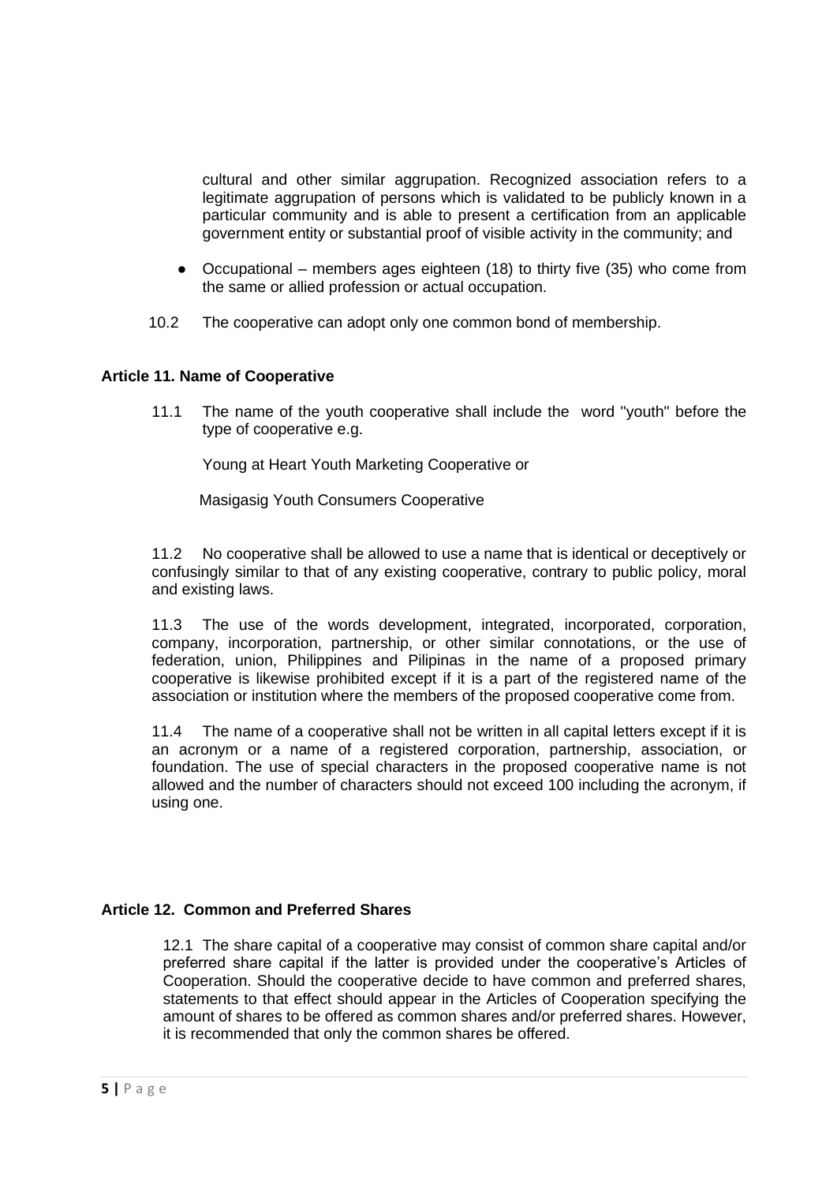cultural and other similar aggrupation. Recognized association refers to a legitimate aggrupation of persons which is validated to be publicly known in a particular community and is able to present a certification from an applicable government entity or substantial proof of visible activity in the community; and

- Occupational – members ages eighteen (18) to thirty five (35) who come from the same or allied profession or actual occupation.

10.2 The cooperative can adopt only one common bond of membership.

**Article 11. Name of Cooperative**

11.1 The name of the youth cooperative shall include the word "youth" before the type of cooperative e.g.

Young at Heart Youth Marketing Cooperative or

Masigasig Youth Consumers Cooperative

11.2 No cooperative shall be allowed to use a name that is identical or deceptively or confusingly similar to that of any existing cooperative, contrary to public policy, moral and existing laws.

11.3 The use of the words development, integrated, incorporated, corporation, company, incorporation, partnership, or other similar connotations, or the use of federation, union, Philippines and Pilipinas in the name of a proposed primary cooperative is likewise prohibited except if it is a part of the registered name of the association or institution where the members of the proposed cooperative come from.

11.4 The name of a cooperative shall not be written in all capital letters except if it is an acronym or a name of a registered corporation, partnership, association, or foundation. The use of special characters in the proposed cooperative name is not allowed and the number of characters should not exceed 100 including the acronym, if using one.

**Article 12. Common and Preferred Shares**

12.1 The share capital of a cooperative may consist of common share capital and/or preferred share capital if the latter is provided under the cooperative's Articles of Cooperation. Should the cooperative decide to have common and preferred shares, statements to that effect should appear in the Articles of Cooperation specifying the amount of shares to be offered as common shares and/or preferred shares. However, it is recommended that only the common shares be offered.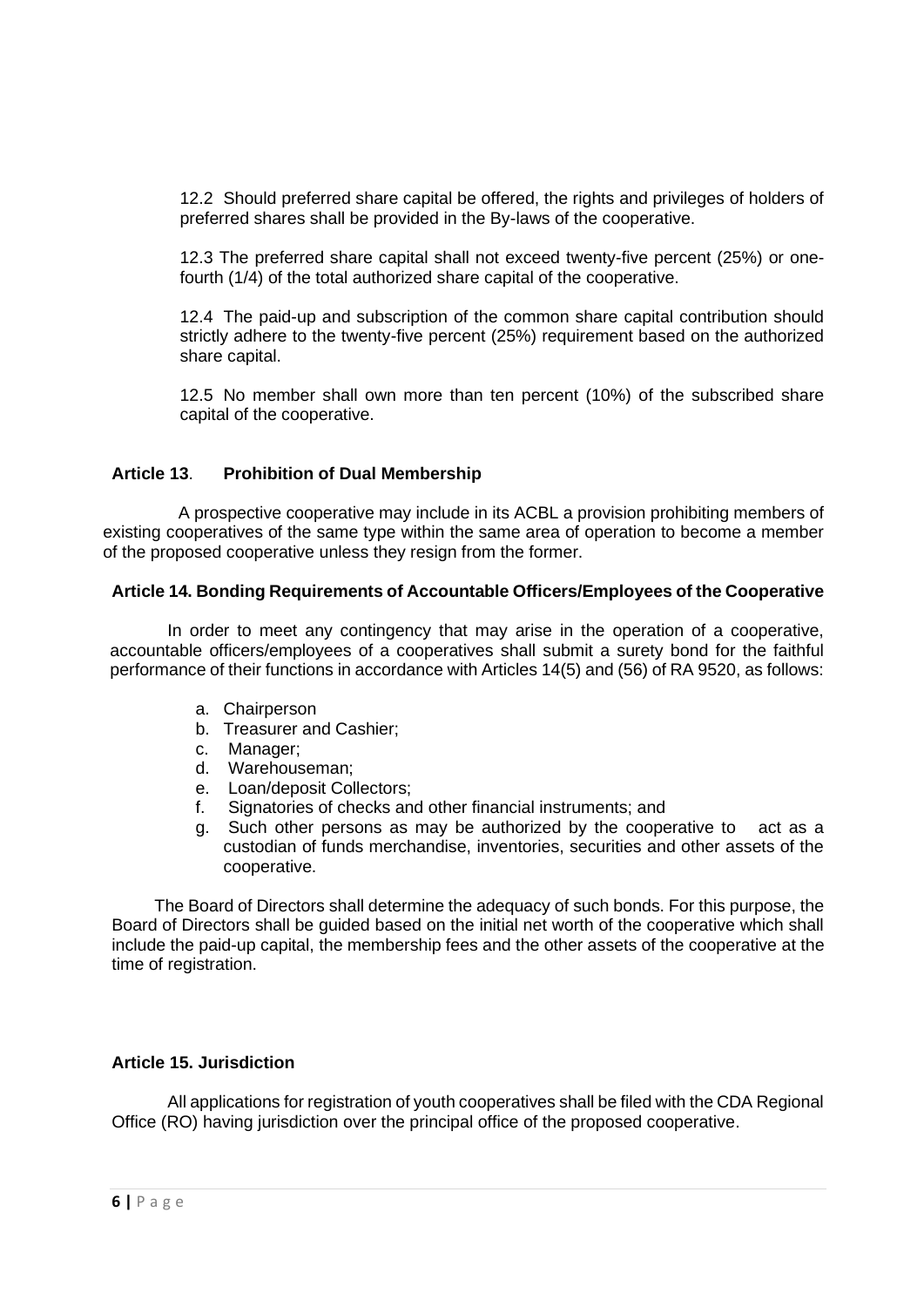12.2 Should preferred share capital be offered, the rights and privileges of holders of preferred shares shall be provided in the By-laws of the cooperative.

12.3 The preferred share capital shall not exceed twenty-five percent (25%) or one-fourth (1/4) of the total authorized share capital of the cooperative.

12.4 The paid-up and subscription of the common share capital contribution should strictly adhere to the twenty-five percent (25%) requirement based on the authorized share capital.

12.5 No member shall own more than ten percent (10%) of the subscribed share capital of the cooperative.

**Article 13**. **Prohibition of Dual Membership**

A prospective cooperative may include in its ACBL a provision prohibiting members of existing cooperatives of the same type within the same area of operation to become a member of the proposed cooperative unless they resign from the former.

**Article 14. Bonding Requirements of Accountable Officers/Employees of the Cooperative**

In order to meet any contingency that may arise in the operation of a cooperative, accountable officers/employees of a cooperatives shall submit a surety bond for the faithful performance of their functions in accordance with Articles 14(5) and (56) of RA 9520, as follows:

a. Chairperson
b. Treasurer and Cashier;
c. Manager;
d. Warehouseman;
e. Loan/deposit Collectors;
f. Signatories of checks and other financial instruments; and
g. Such other persons as may be authorized by the cooperative to act as a custodian of funds merchandise, inventories, securities and other assets of the cooperative.

The Board of Directors shall determine the adequacy of such bonds. For this purpose, the Board of Directors shall be guided based on the initial net worth of the cooperative which shall include the paid-up capital, the membership fees and the other assets of the cooperative at the time of registration.

**Article 15. Jurisdiction**

All applications for registration of youth cooperatives shall be filed with the CDA Regional Office (RO) having jurisdiction over the principal office of the proposed cooperative.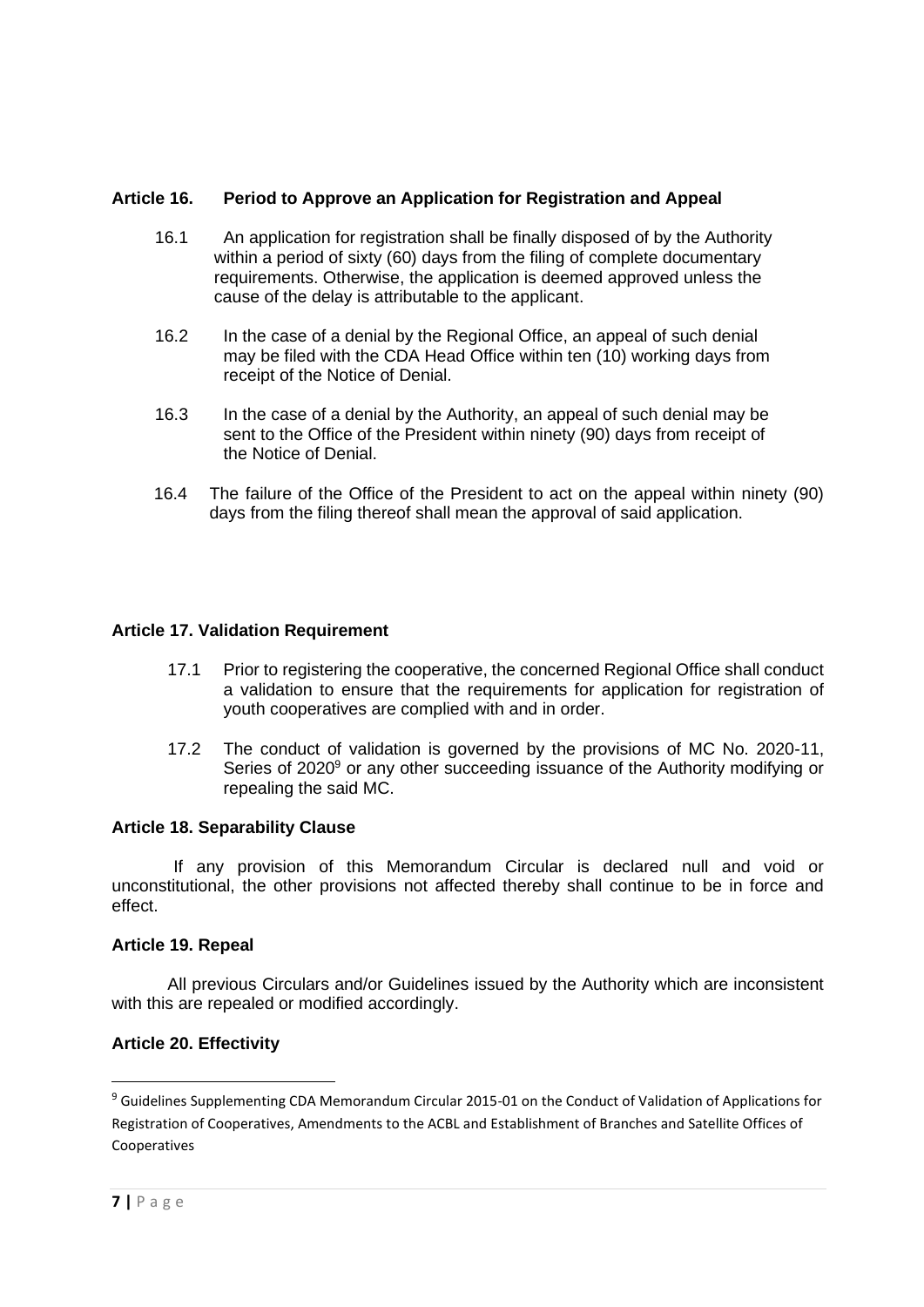**Article 16. Period to Approve an Application for Registration and Appeal**

16.1 An application for registration shall be finally disposed of by the Authority within a period of sixty (60) days from the filing of complete documentary requirements. Otherwise, the application is deemed approved unless the cause of the delay is attributable to the applicant.

16.2 In the case of a denial by the Regional Office, an appeal of such denial may be filed with the CDA Head Office within ten (10) working days from receipt of the Notice of Denial.

16.3 In the case of a denial by the Authority, an appeal of such denial may be sent to the Office of the President within ninety (90) days from receipt of the Notice of Denial.

16.4 The failure of the Office of the President to act on the appeal within ninety (90) days from the filing thereof shall mean the approval of said application.

**Article 17. Validation Requirement**

17.1 Prior to registering the cooperative, the concerned Regional Office shall conduct a validation to ensure that the requirements for application for registration of youth cooperatives are complied with and in order.

17.2 The conduct of validation is governed by the provisions of MC No. 2020-11, Series of 2020[9] or any other succeeding issuance of the Authority modifying or repealing the said MC.

**Article 18. Separability Clause**

If any provision of this Memorandum Circular is declared null and void or unconstitutional, the other provisions not affected thereby shall continue to be in force and effect.

**Article 19. Repeal**

All previous Circulars and/or Guidelines issued by the Authority which are inconsistent with this are repealed or modified accordingly.

**Article 20. Effectivity**

---

[9] Guidelines Supplementing CDA Memorandum Circular 2015-01 on the Conduct of Validation of Applications for Registration of Cooperatives, Amendments to the ACBL and Establishment of Branches and Satellite Offices of Cooperatives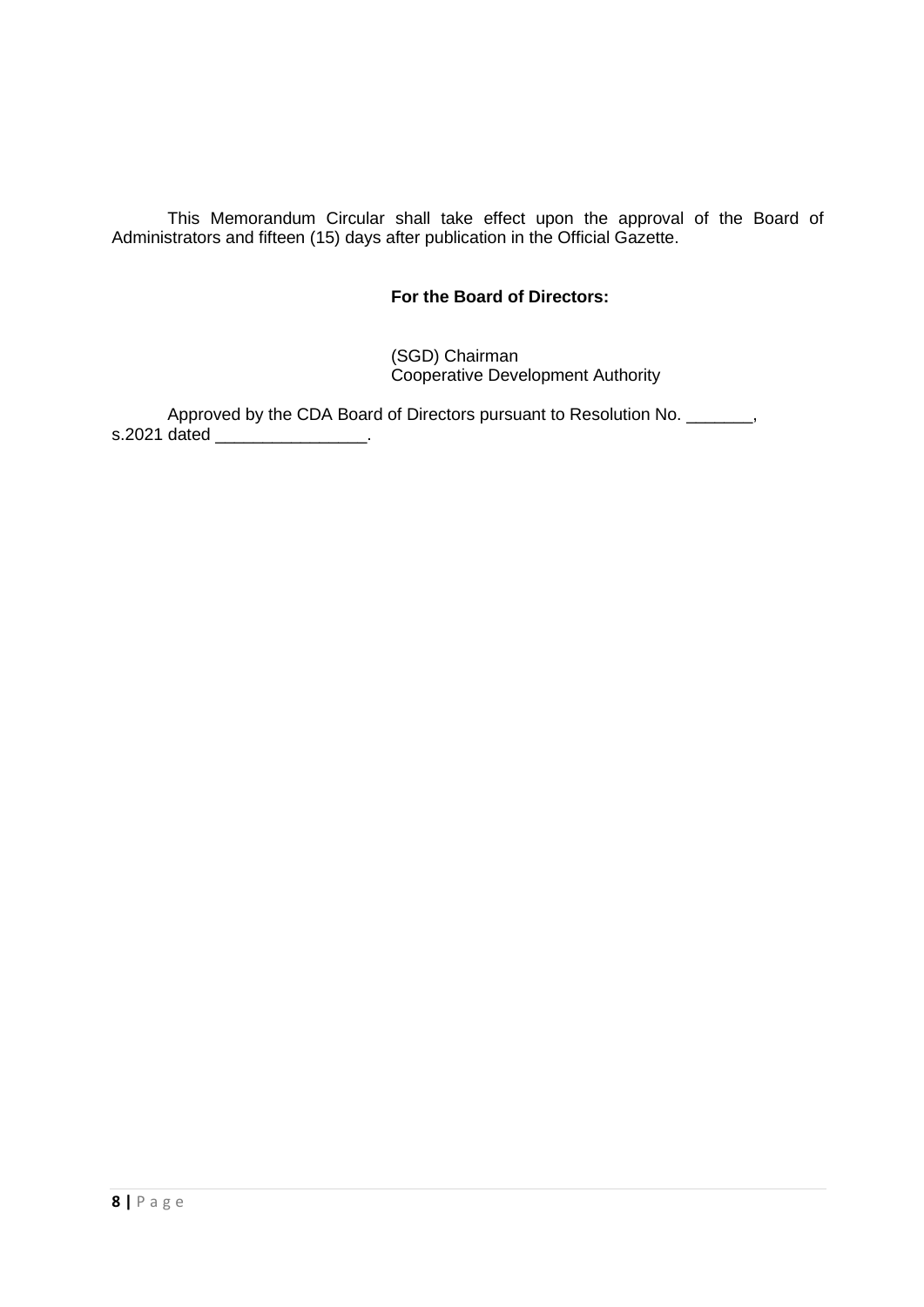This Memorandum Circular shall take effect upon the approval of the Board of Administrators and fifteen (15) days after publication in the Official Gazette.

**For the Board of Directors:**

(SGD) Chairman
Cooperative Development Authority

Approved by the CDA Board of Directors pursuant to Resolution No. _______, s.2021 dated ________________.